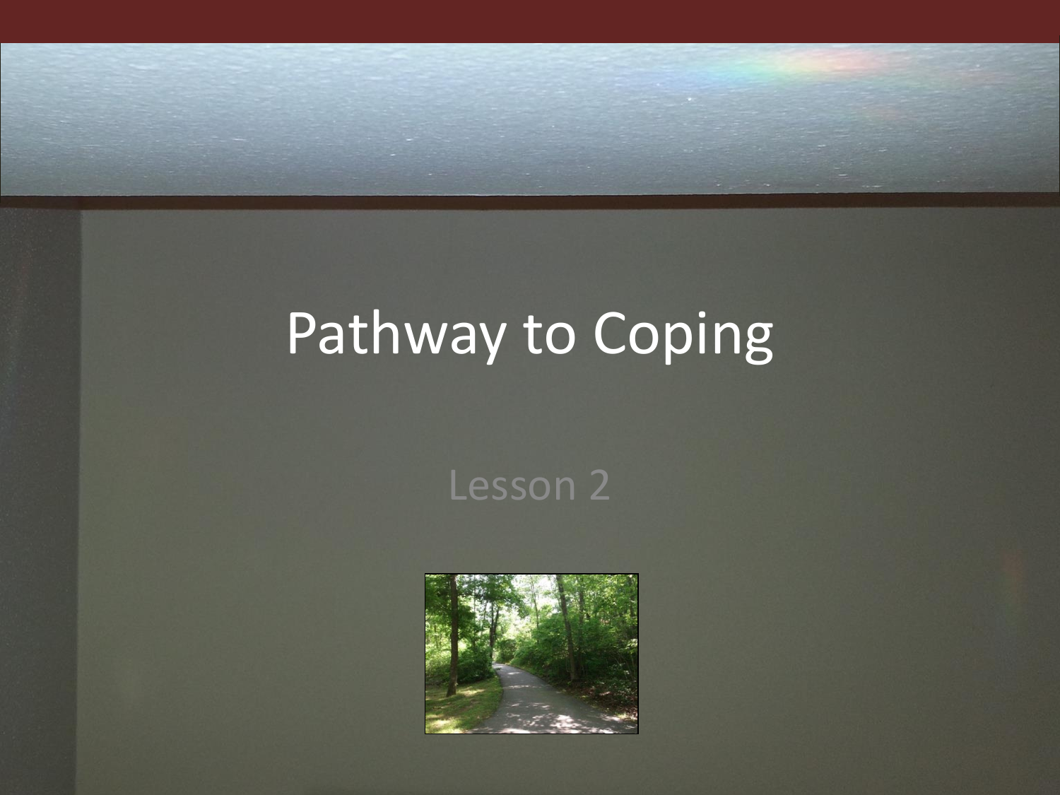# Pathway to Coping

Lesson 2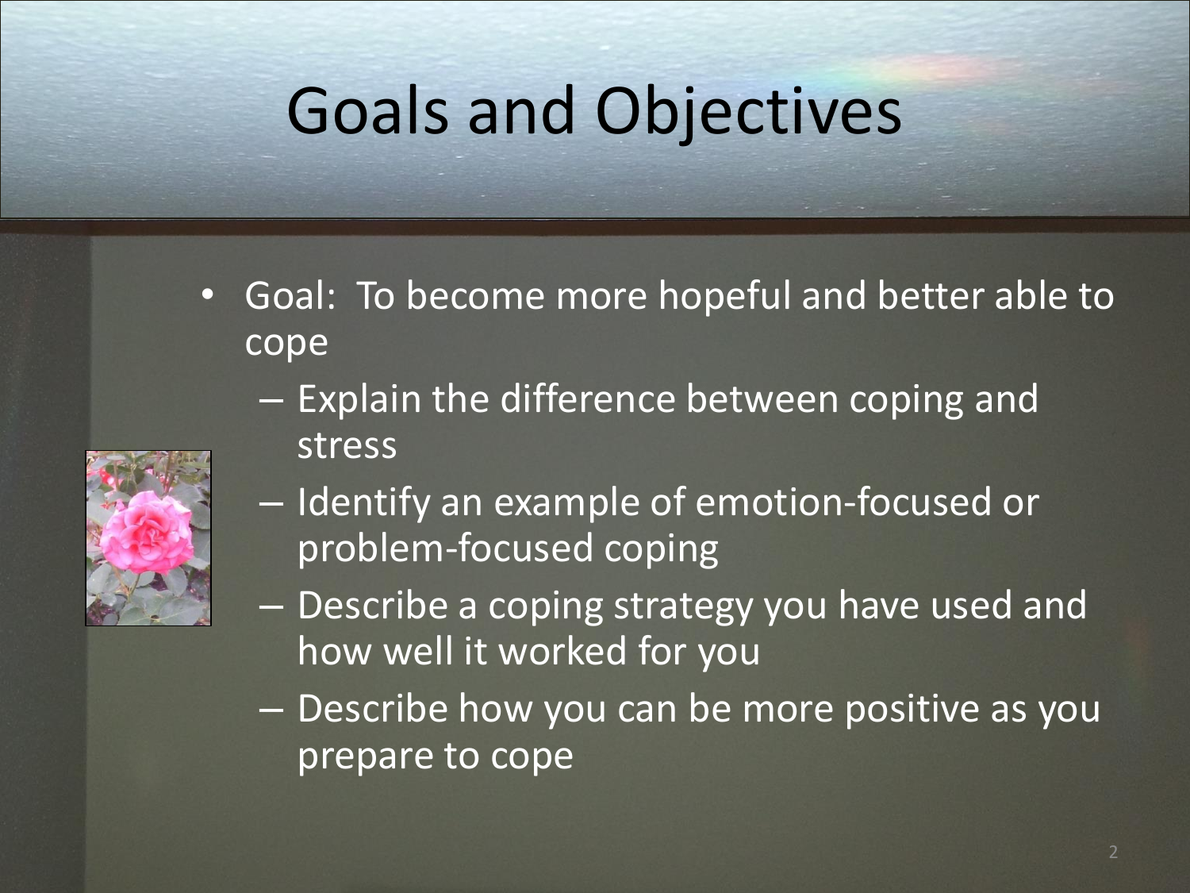# Goals and Objectives

- Goal: To become more hopeful and better able to cope
  - Explain the difference between coping and stress
  - Identify an example of emotion-focused or problem-focused coping
  - Describe a coping strategy you have used and how well it worked for you
  - Describe how you can be more positive as you prepare to cope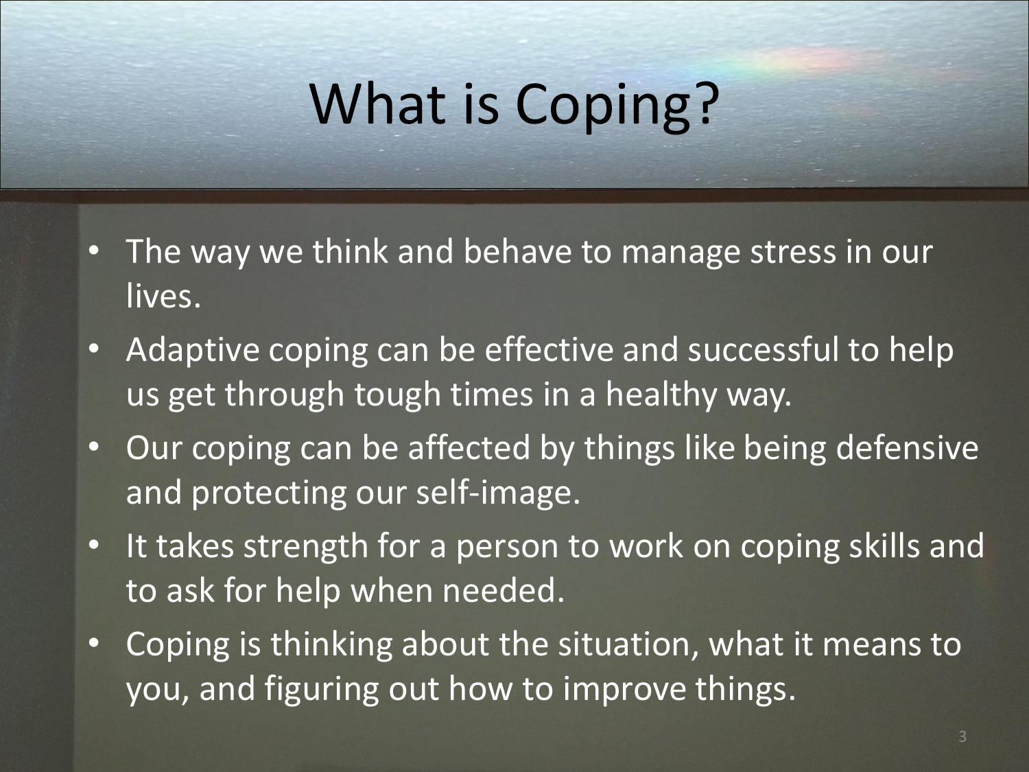# What is Coping?

- The way we think and behave to manage stress in our lives.
- Adaptive coping can be effective and successful to help us get through tough times in a healthy way.
- Our coping can be affected by things like being defensive and protecting our self-image.
- It takes strength for a person to work on coping skills and to ask for help when needed.
- Coping is thinking about the situation, what it means to you, and figuring out how to improve things.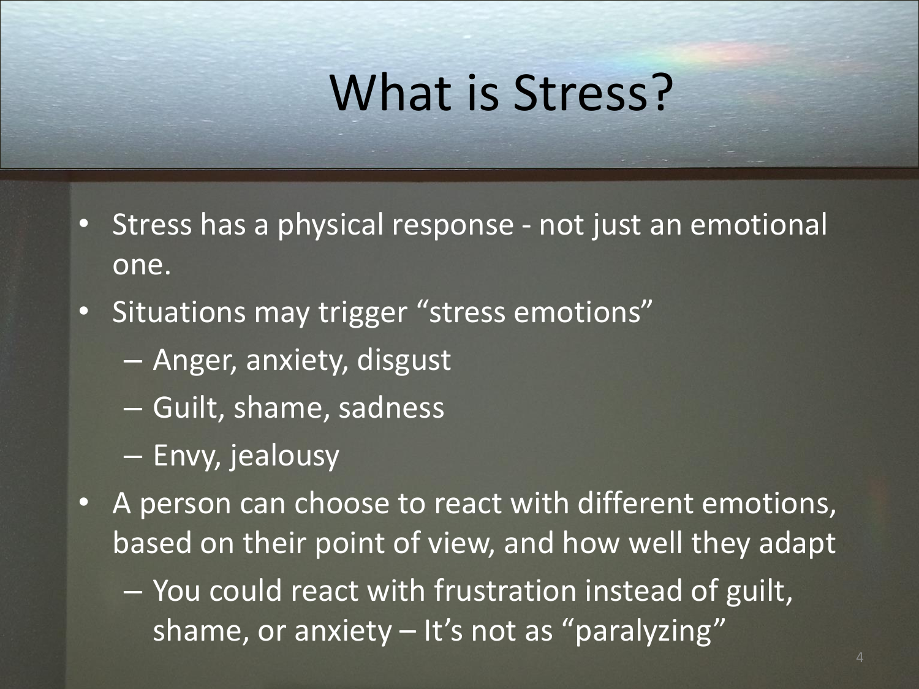# What is Stress?

- Stress has a physical response - not just an emotional one.
- Situations may trigger "stress emotions"
  - Anger, anxiety, disgust
  - Guilt, shame, sadness
  - Envy, jealousy
- A person can choose to react with different emotions, based on their point of view, and how well they adapt
  - You could react with frustration instead of guilt, shame, or anxiety – It's not as "paralyzing"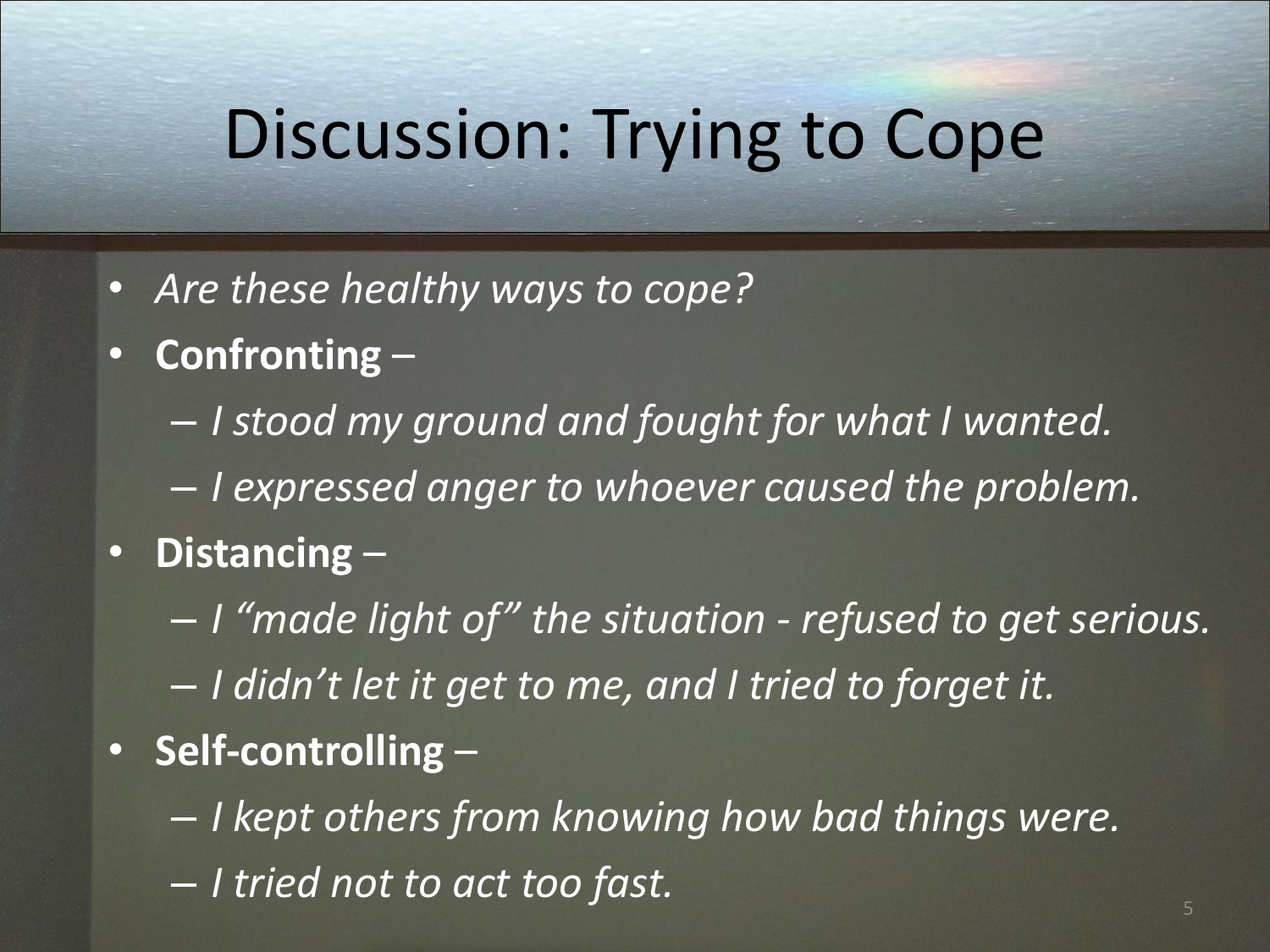# Discussion: Trying to Cope

- *Are these healthy ways to cope?*
- **Confronting** –
  - *I stood my ground and fought for what I wanted.*
  - *I expressed anger to whoever caused the problem.*
- **Distancing** –
  - *I "made light of" the situation - refused to get serious.*
  - *I didn't let it get to me, and I tried to forget it.*
- **Self-controlling** –
  - *I kept others from knowing how bad things were.*
  - *I tried not to act too fast.*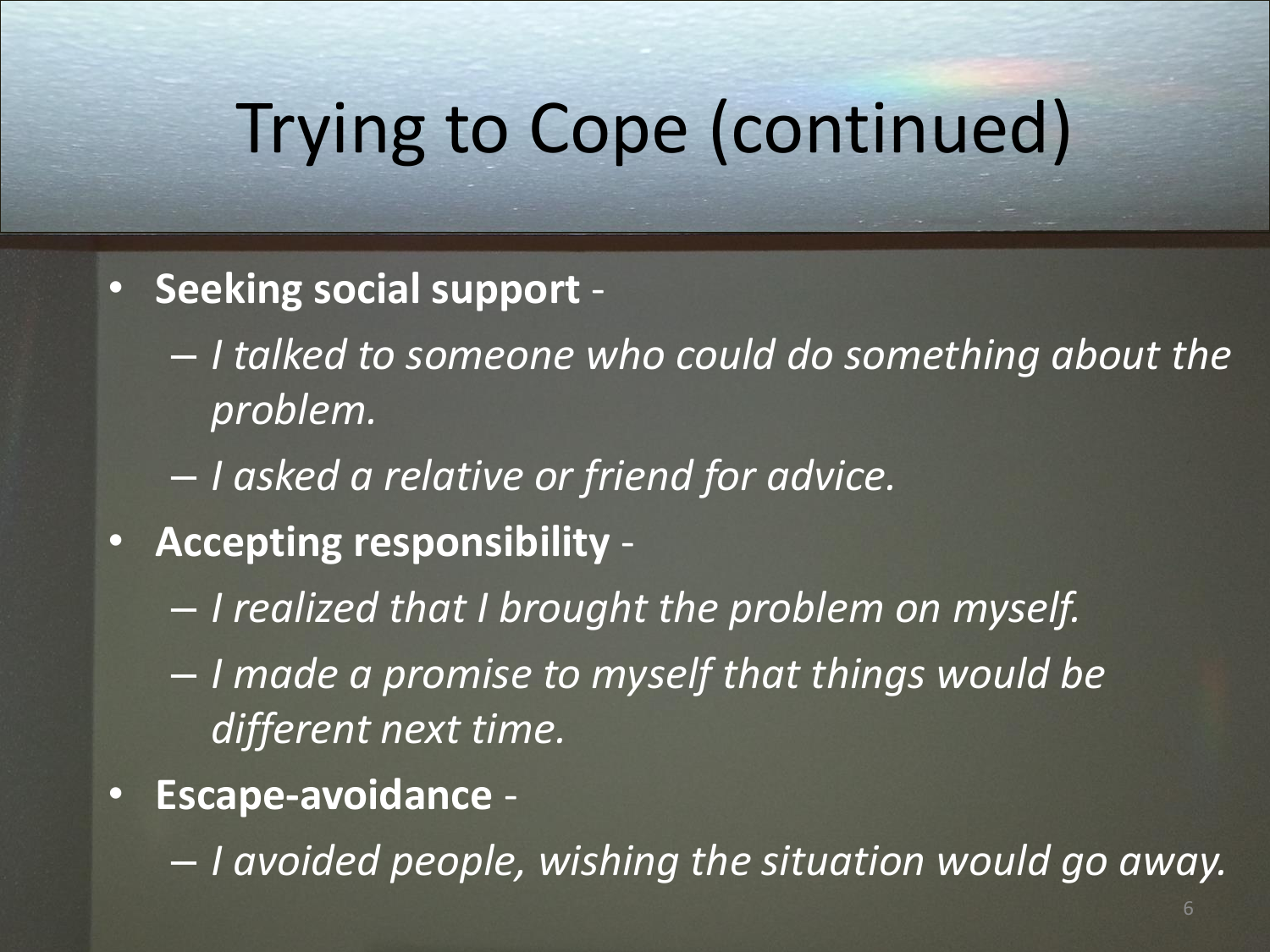# Trying to Cope (continued)

- **Seeking social support** -
  - *I talked to someone who could do something about the problem.*
  - *I asked a relative or friend for advice.*
- **Accepting responsibility** -
  - *I realized that I brought the problem on myself.*
  - *I made a promise to myself that things would be different next time.*
- **Escape-avoidance** -
  - *I avoided people, wishing the situation would go away.*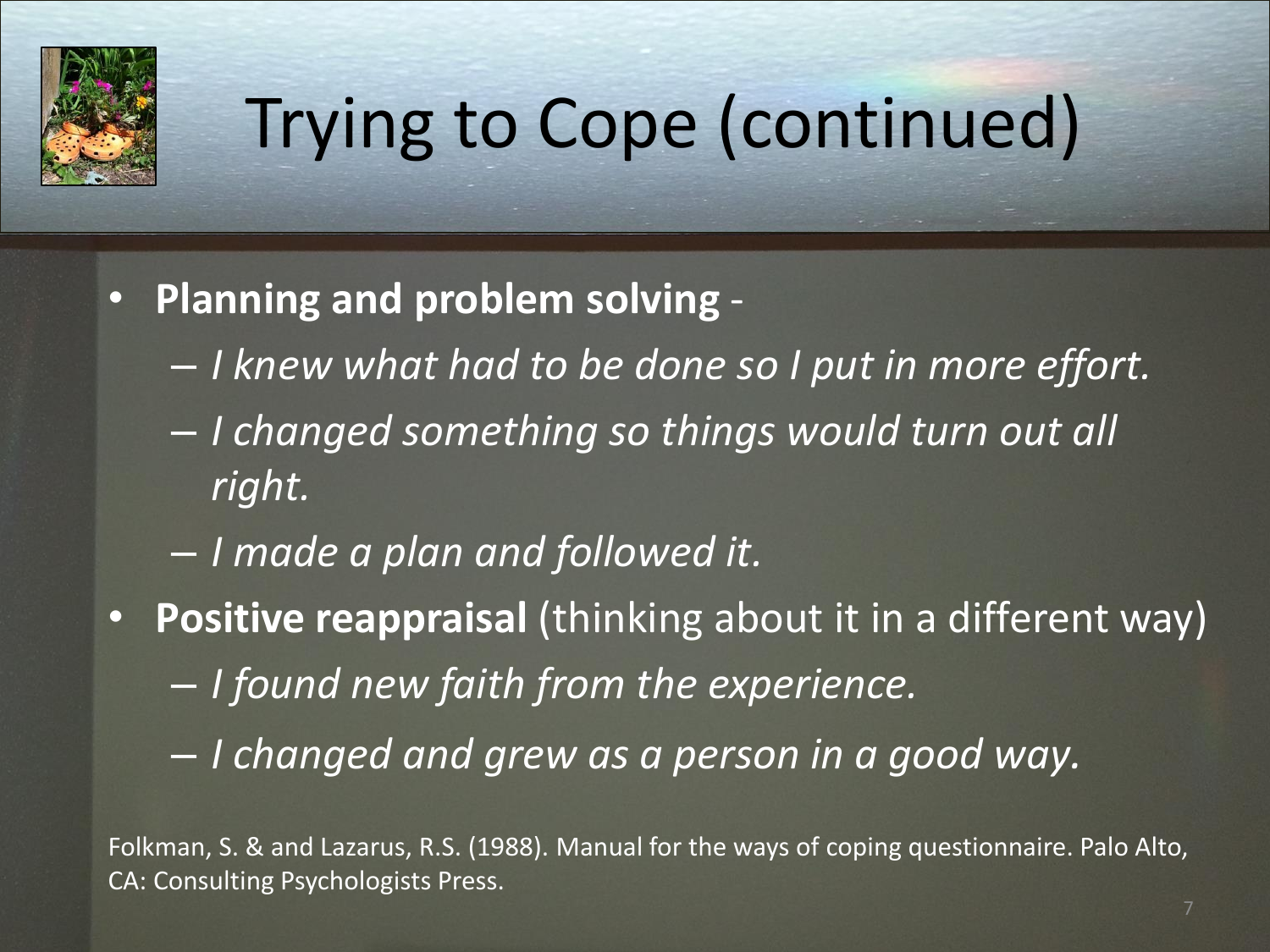# Trying to Cope (continued)

- **Planning and problem solving** -
  - *I knew what had to be done so I put in more effort.*
  - *I changed something so things would turn out all right.*
  - *I made a plan and followed it.*
- **Positive reappraisal** (thinking about it in a different way)
  - *I found new faith from the experience.*
  - *I changed and grew as a person in a good way.*

Folkman, S. & and Lazarus, R.S. (1988). Manual for the ways of coping questionnaire. Palo Alto, CA: Consulting Psychologists Press.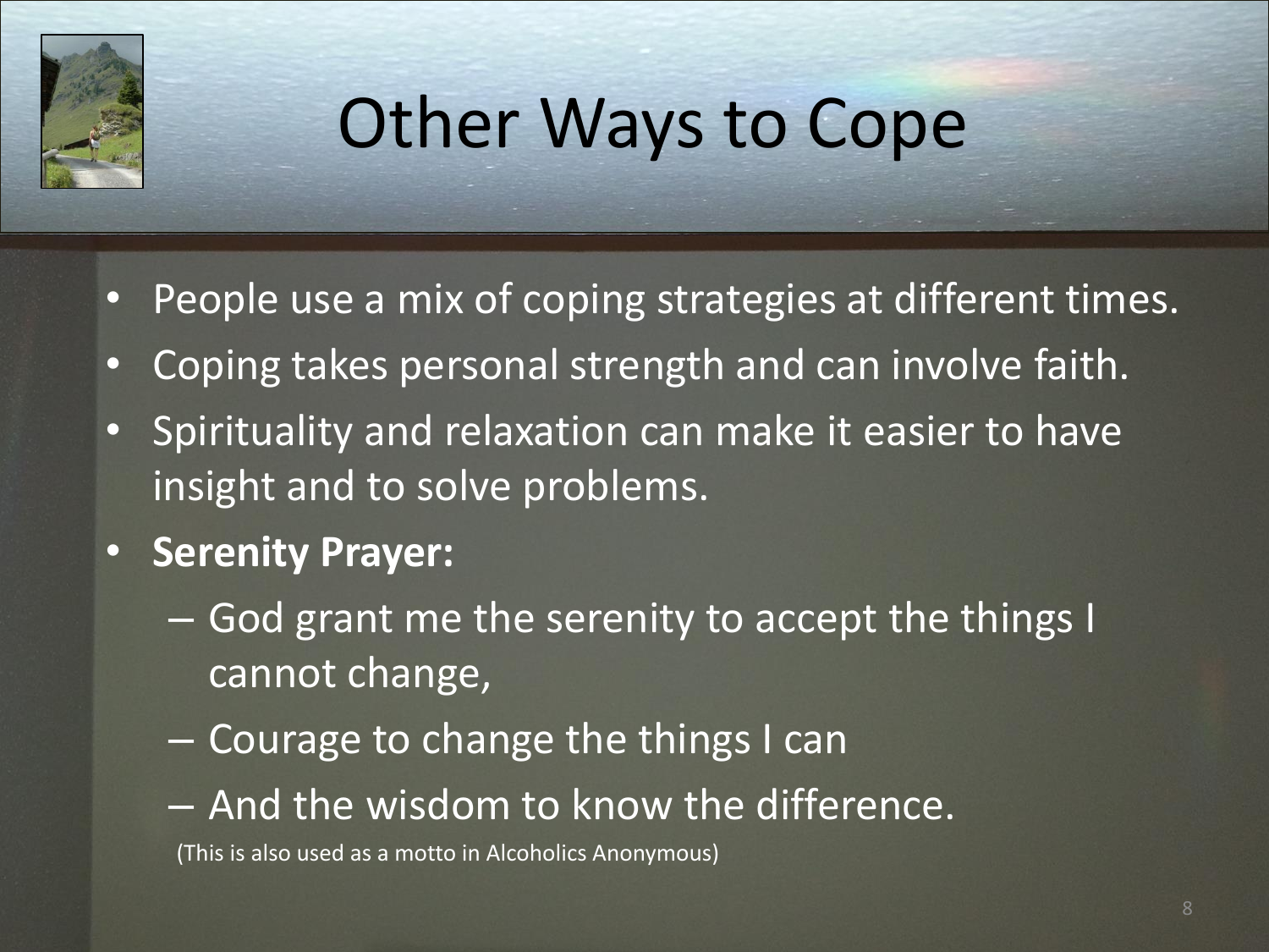# Other Ways to Cope

- People use a mix of coping strategies at different times.
- Coping takes personal strength and can involve faith.
- Spirituality and relaxation can make it easier to have insight and to solve problems.
- **Serenity Prayer:**
  - God grant me the serenity to accept the things I cannot change,
  - Courage to change the things I can
  - And the wisdom to know the difference.

(This is also used as a motto in Alcoholics Anonymous)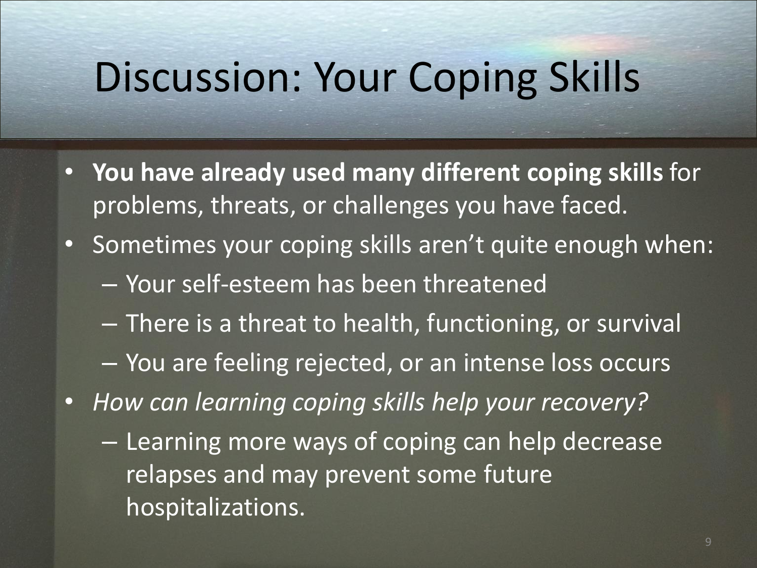# Discussion: Your Coping Skills

- **You have already used many different coping skills** for problems, threats, or challenges you have faced.
- Sometimes your coping skills aren't quite enough when:
  - Your self-esteem has been threatened
  - There is a threat to health, functioning, or survival
  - You are feeling rejected, or an intense loss occurs
- *How can learning coping skills help your recovery?*
  - Learning more ways of coping can help decrease relapses and may prevent some future hospitalizations.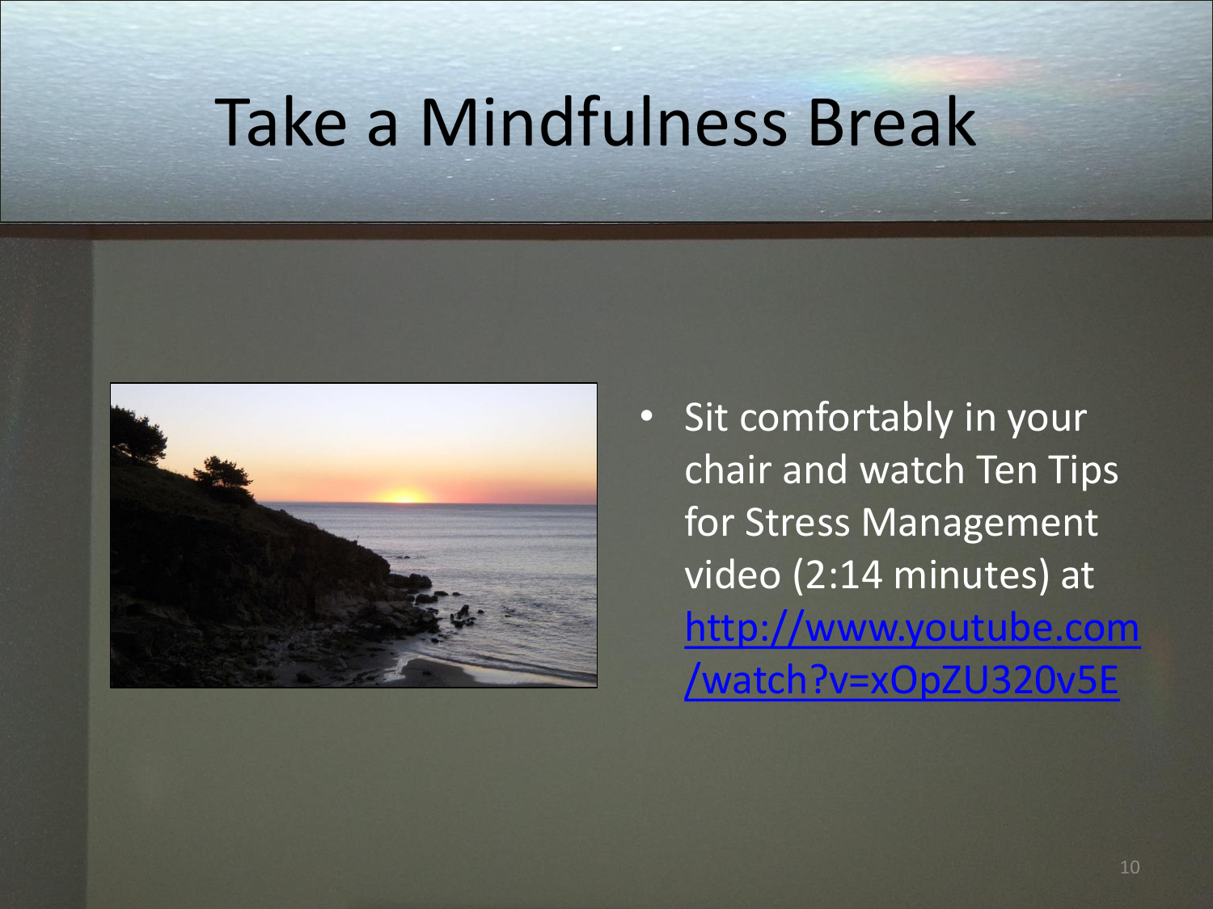# Take a Mindfulness Break

- Sit comfortably in your chair and watch Ten Tips for Stress Management video (2:14 minutes) at http://www.youtube.com/watch?v=xOpZU320v5E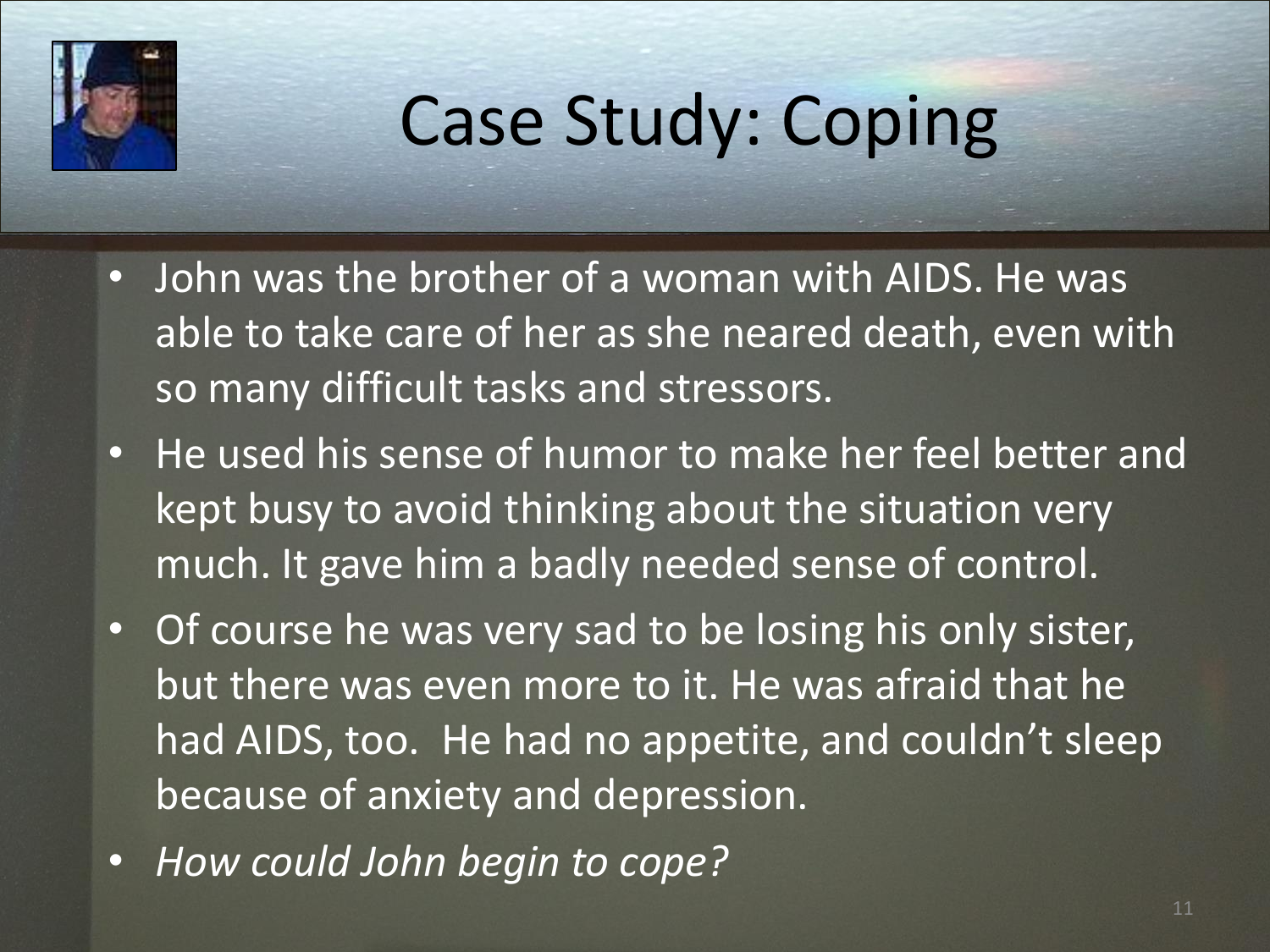# Case Study: Coping

- John was the brother of a woman with AIDS. He was able to take care of her as she neared death, even with so many difficult tasks and stressors.
- He used his sense of humor to make her feel better and kept busy to avoid thinking about the situation very much. It gave him a badly needed sense of control.
- Of course he was very sad to be losing his only sister, but there was even more to it. He was afraid that he had AIDS, too. He had no appetite, and couldn't sleep because of anxiety and depression.
- *How could John begin to cope?*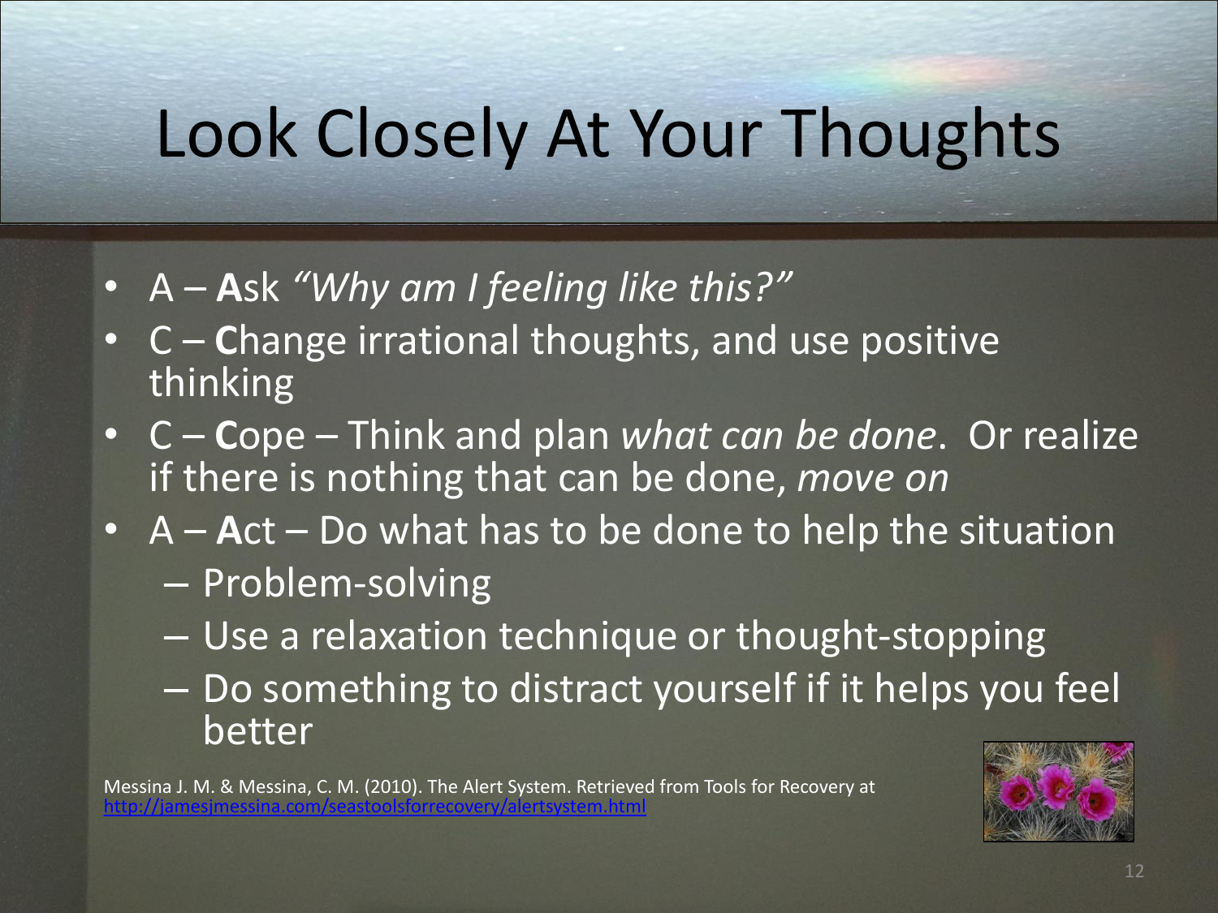# Look Closely At Your Thoughts

- A – **A**sk *"Why am I feeling like this?"*
- C – **C**hange irrational thoughts, and use positive thinking
- C – **C**ope – Think and plan *what can be done*. Or realize if there is nothing that can be done, *move on*
- A – **A**ct – Do what has to be done to help the situation
  - Problem-solving
  - Use a relaxation technique or thought-stopping
  - Do something to distract yourself if it helps you feel better

Messina J. M. & Messina, C. M. (2010). The Alert System. Retrieved from Tools for Recovery at http://jamesjmessina.com/seastoolsforrecovery/alertsystem.html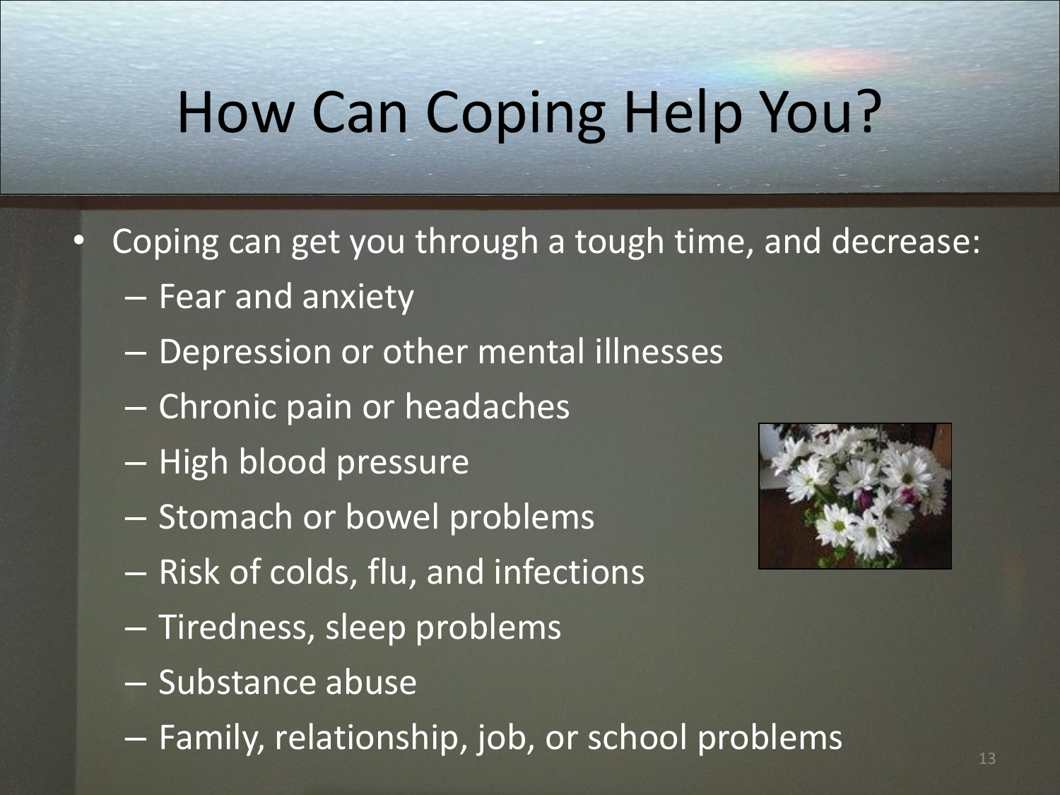# How Can Coping Help You?

- Coping can get you through a tough time, and decrease:
  - Fear and anxiety
  - Depression or other mental illnesses
  - Chronic pain or headaches
  - High blood pressure
  - Stomach or bowel problems
  - Risk of colds, flu, and infections
  - Tiredness, sleep problems
  - Substance abuse
  - Family, relationship, job, or school problems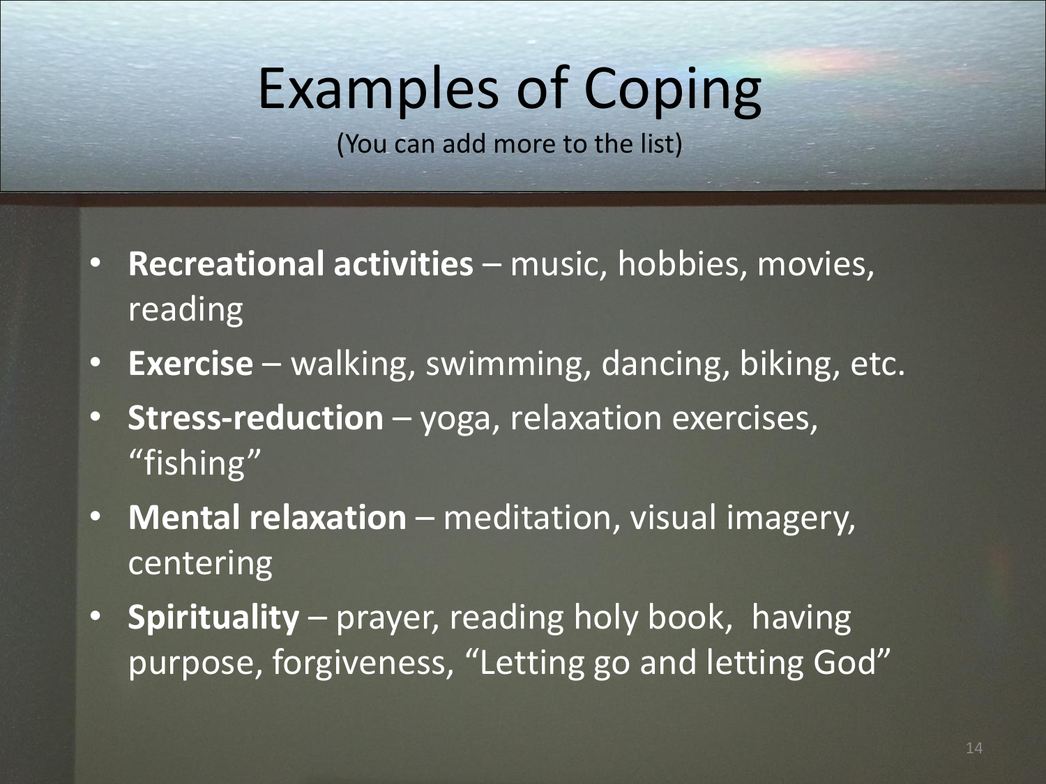# Examples of Coping

(You can add more to the list)

- **Recreational activities** – music, hobbies, movies, reading
- **Exercise** – walking, swimming, dancing, biking, etc.
- **Stress-reduction** – yoga, relaxation exercises, "fishing"
- **Mental relaxation** – meditation, visual imagery, centering
- **Spirituality** – prayer, reading holy book, having purpose, forgiveness, "Letting go and letting God"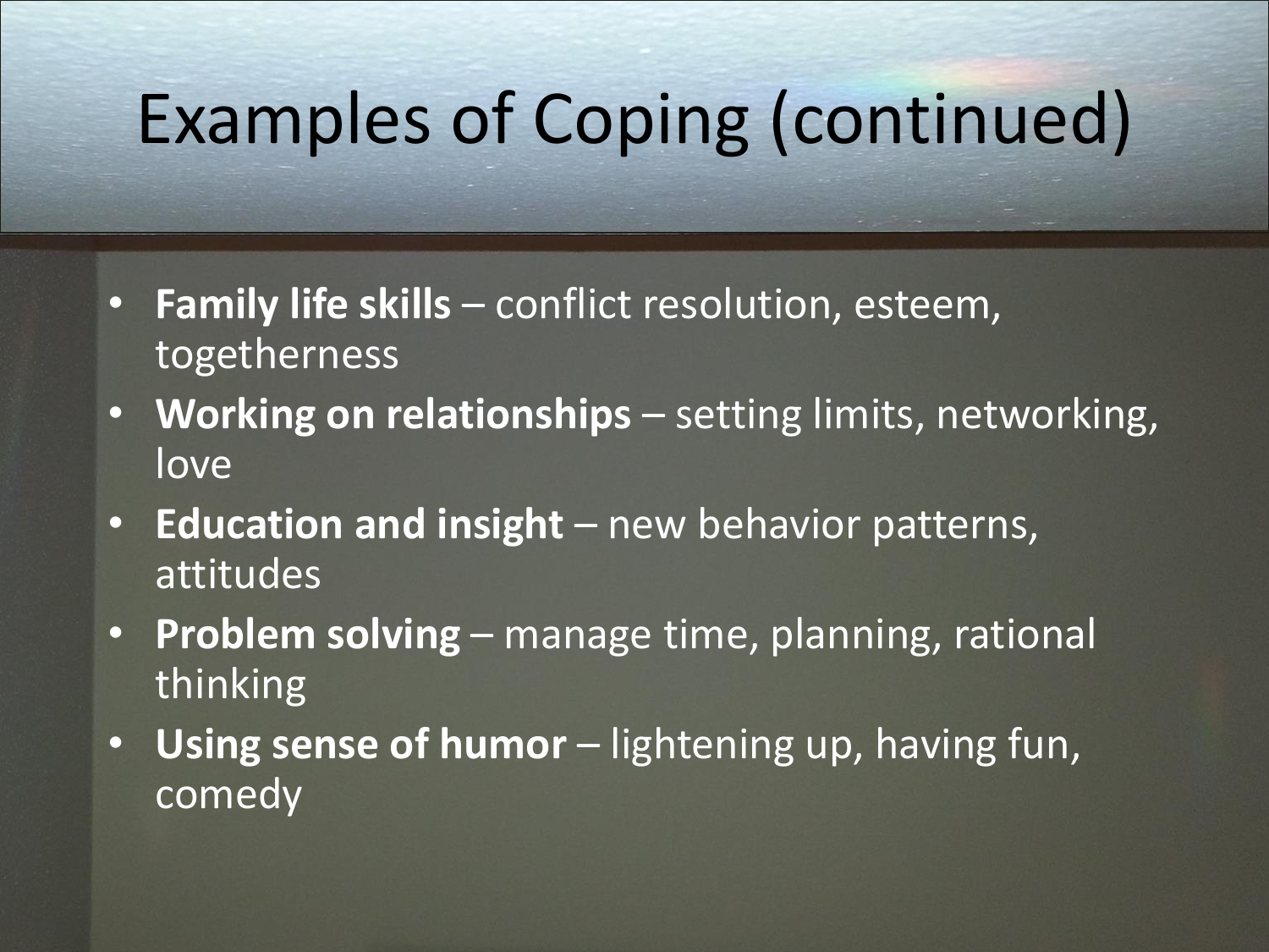# Examples of Coping (continued)

- **Family life skills** – conflict resolution, esteem, togetherness
- **Working on relationships** – setting limits, networking, love
- **Education and insight** – new behavior patterns, attitudes
- **Problem solving** – manage time, planning, rational thinking
- **Using sense of humor** – lightening up, having fun, comedy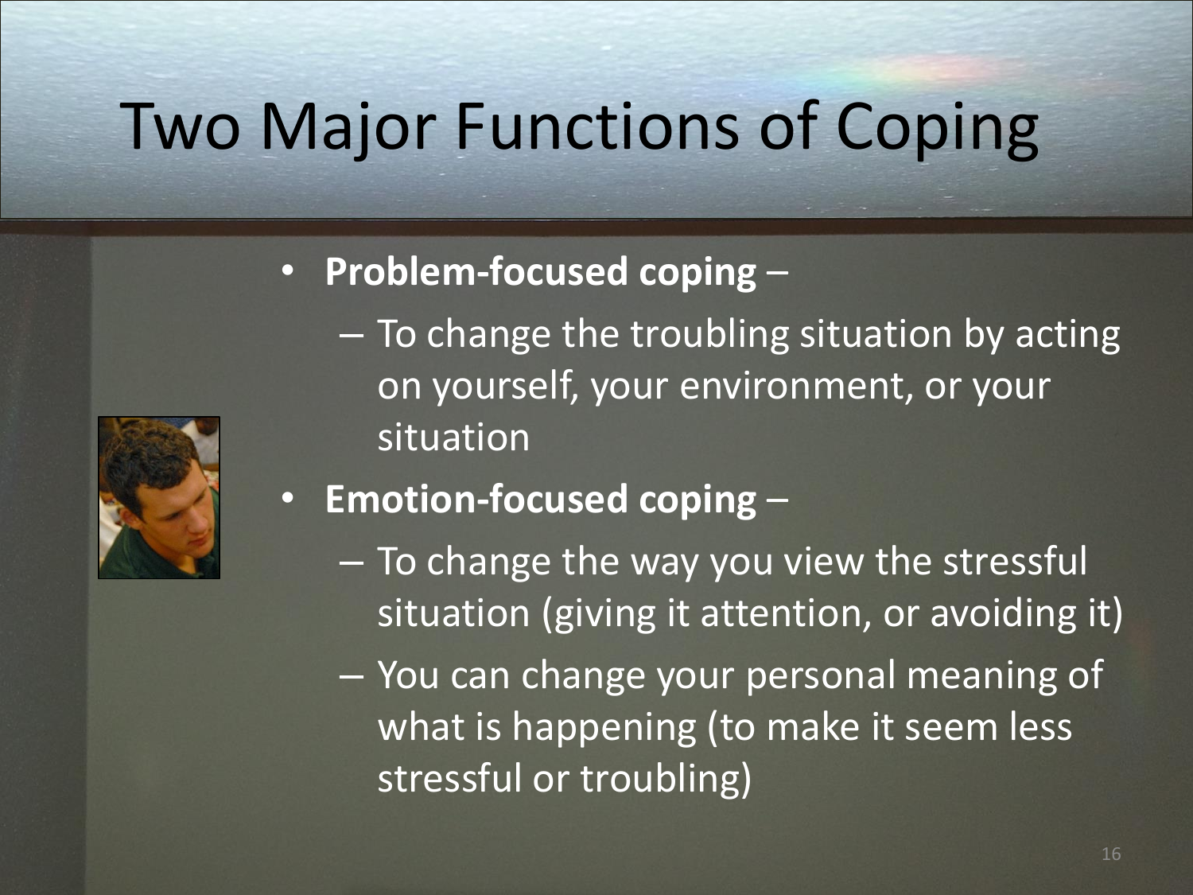# Two Major Functions of Coping

- **Problem-focused coping** –
  - To change the troubling situation by acting on yourself, your environment, or your situation
- **Emotion-focused coping** –
  - To change the way you view the stressful situation (giving it attention, or avoiding it)
  - You can change your personal meaning of what is happening (to make it seem less stressful or troubling)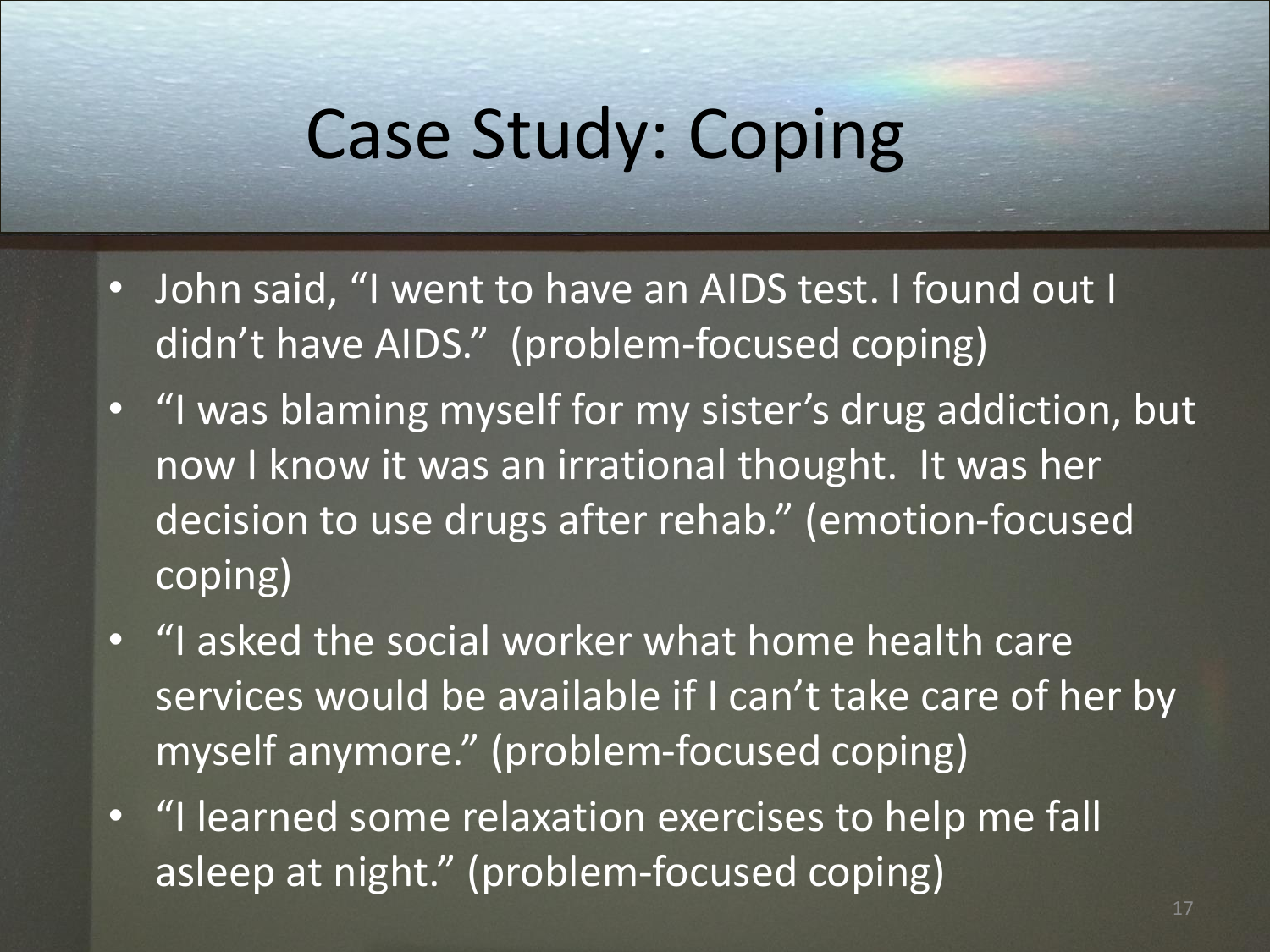# Case Study: Coping

- John said, "I went to have an AIDS test. I found out I didn't have AIDS." (problem-focused coping)
- "I was blaming myself for my sister's drug addiction, but now I know it was an irrational thought. It was her decision to use drugs after rehab." (emotion-focused coping)
- "I asked the social worker what home health care services would be available if I can't take care of her by myself anymore." (problem-focused coping)
- "I learned some relaxation exercises to help me fall asleep at night." (problem-focused coping)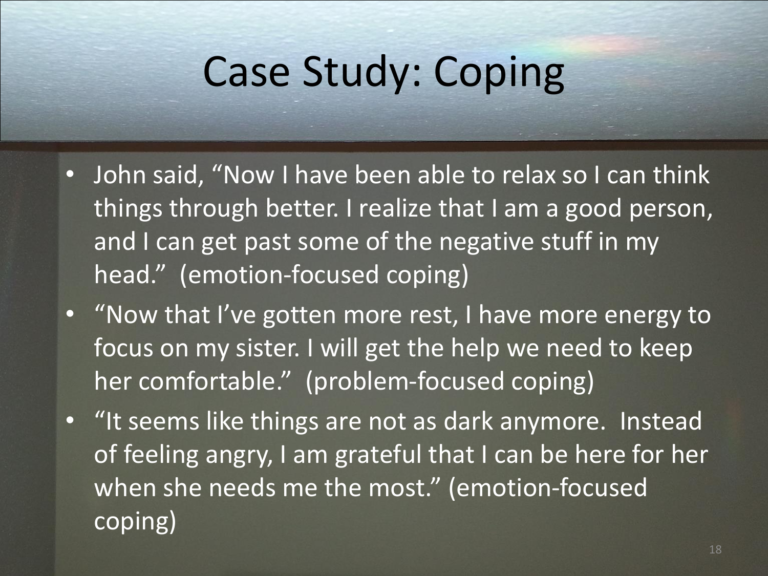# Case Study: Coping

- John said, "Now I have been able to relax so I can think things through better. I realize that I am a good person, and I can get past some of the negative stuff in my head." (emotion-focused coping)
- "Now that I've gotten more rest, I have more energy to focus on my sister. I will get the help we need to keep her comfortable." (problem-focused coping)
- "It seems like things are not as dark anymore. Instead of feeling angry, I am grateful that I can be here for her when she needs me the most." (emotion-focused coping)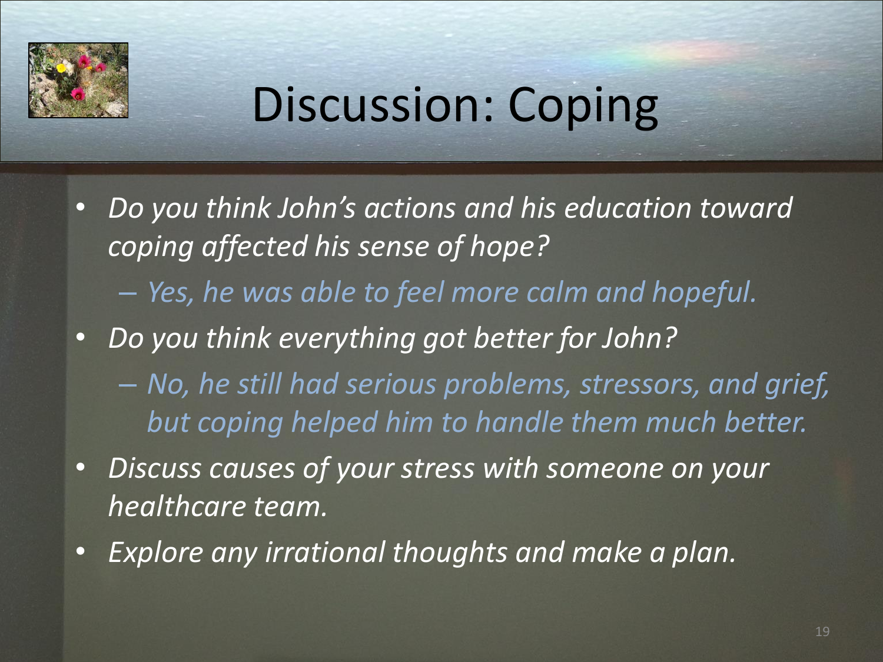# Discussion: Coping

- *Do you think John's actions and his education toward coping affected his sense of hope?*
  - *Yes, he was able to feel more calm and hopeful.*
- *Do you think everything got better for John?*
  - *No, he still had serious problems, stressors, and grief, but coping helped him to handle them much better.*
- *Discuss causes of your stress with someone on your healthcare team.*
- *Explore any irrational thoughts and make a plan.*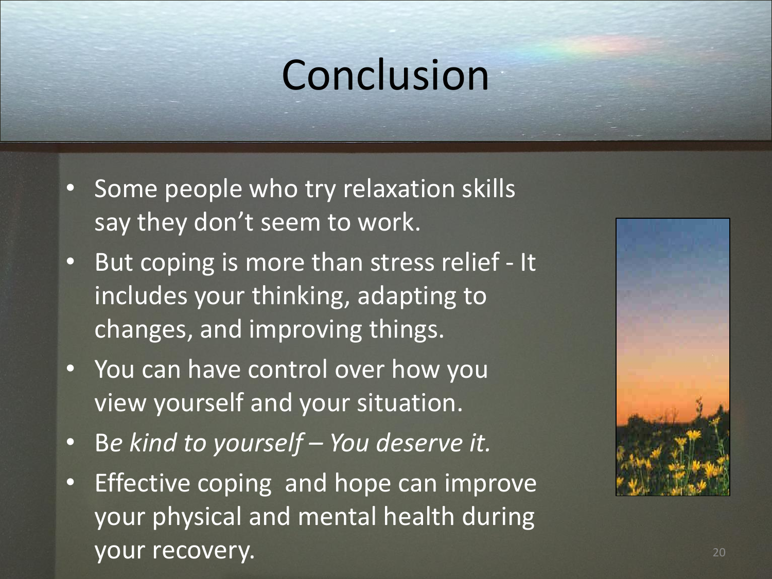# Conclusion

- Some people who try relaxation skills say they don't seem to work.
- But coping is more than stress relief - It includes your thinking, adapting to changes, and improving things.
- You can have control over how you view yourself and your situation.
- B*e kind to yourself – You deserve it.*
- Effective coping and hope can improve your physical and mental health during your recovery.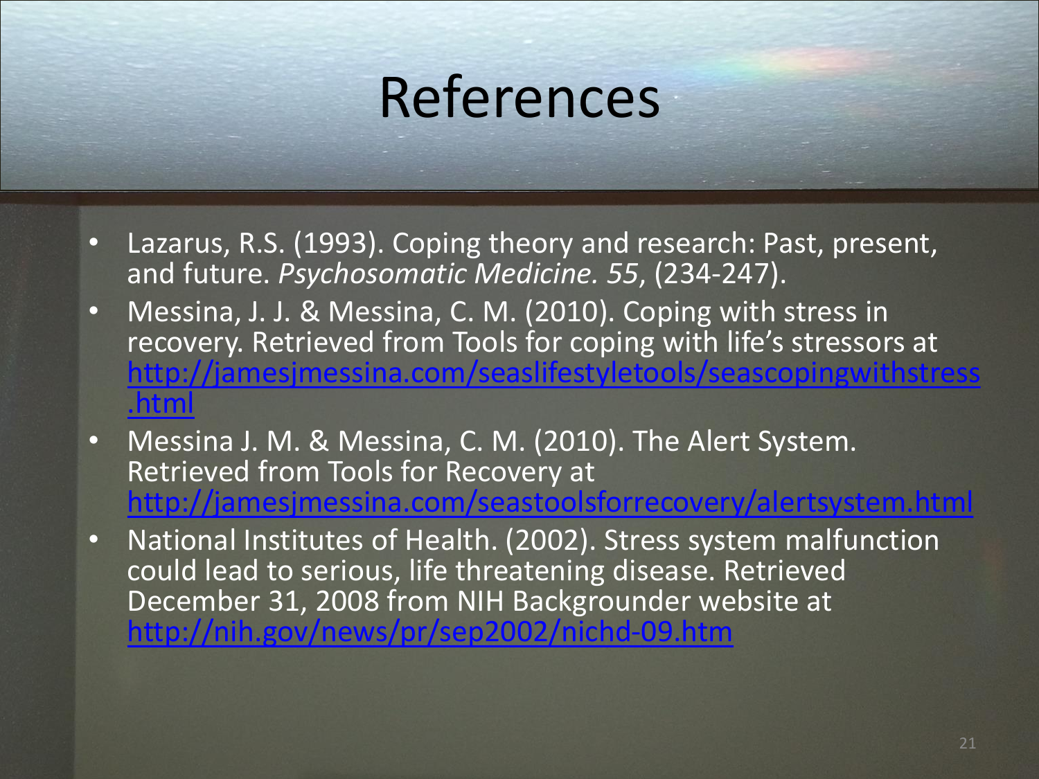# References

- Lazarus, R.S. (1993). Coping theory and research: Past, present, and future. *Psychosomatic Medicine. 55*, (234-247).
- Messina, J. J. & Messina, C. M. (2010). Coping with stress in recovery. Retrieved from Tools for coping with life's stressors at http://jamesjmessina.com/seaslifestyletools/seascopingwithstress.html
- Messina J. M. & Messina, C. M. (2010). The Alert System. Retrieved from Tools for Recovery at http://jamesjmessina.com/seastoolsforrecovery/alertsystem.html
- National Institutes of Health. (2002). Stress system malfunction could lead to serious, life threatening disease. Retrieved December 31, 2008 from NIH Backgrounder website at http://nih.gov/news/pr/sep2002/nichd-09.htm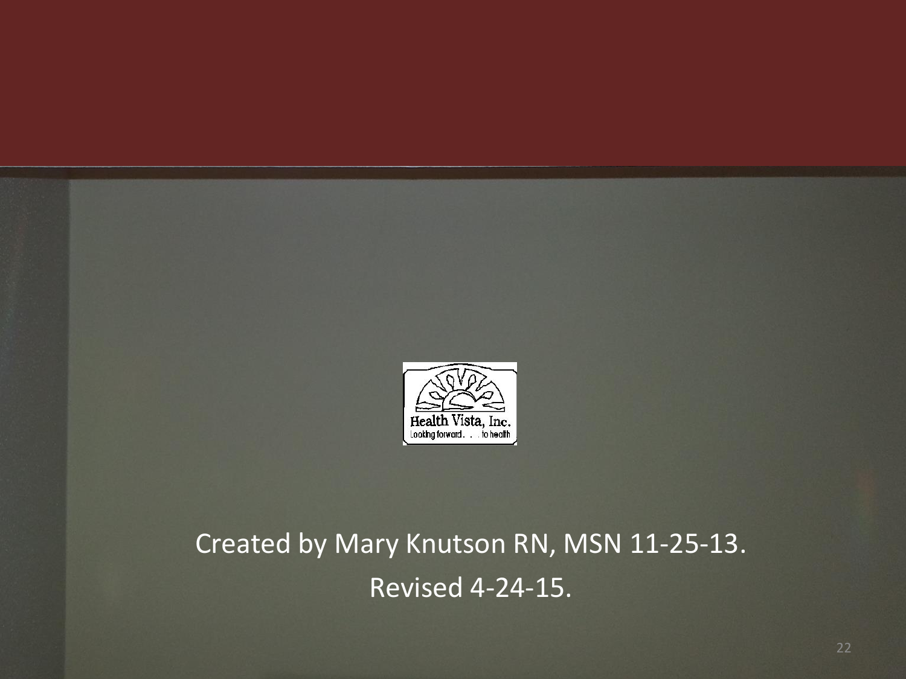Health Vista, Inc.
Looking forward. . . to health

Created by Mary Knutson RN, MSN 11-25-13.

Revised 4-24-15.